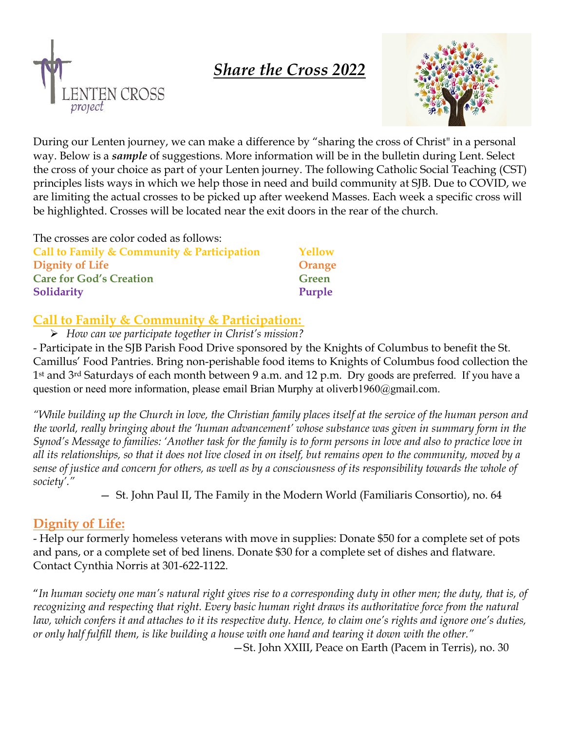# *Share the Cross 2022*

LENTEN CROSS *project*

During our Lenten journey, we can make a difference by "sharing the cross of Christ" in a personal way. Below is a ***sample*** of suggestions. More information will be in the bulletin during Lent. Select the cross of your choice as part of your Lenten journey. The following Catholic Social Teaching (CST) principles lists ways in which we help those in need and build community at SJB. Due to COVID, we are limiting the actual crosses to be picked up after weekend Masses. Each week a specific cross will be highlighted. Crosses will be located near the exit doors in the rear of the church.

The crosses are color coded as follows:

| | |
|---|---|
| **Call to Family & Community & Participation** | **Yellow** |
| **Dignity of Life** | **Orange** |
| **Care for God's Creation** | **Green** |
| **Solidarity** | **Purple** |

## Call to Family & Community & Participation:

- *How can we participate together in Christ's mission?*

- Participate in the SJB Parish Food Drive sponsored by the Knights of Columbus to benefit the St. Camillus' Food Pantries. Bring non-perishable food items to Knights of Columbus food collection the 1st and 3rd Saturdays of each month between 9 a.m. and 12 p.m. Dry goods are preferred. If you have a question or need more information, please email Brian Murphy at oliverb1960@gmail.com.

*"While building up the Church in love, the Christian family places itself at the service of the human person and the world, really bringing about the 'human advancement' whose substance was given in summary form in the Synod's Message to families: 'Another task for the family is to form persons in love and also to practice love in all its relationships, so that it does not live closed in on itself, but remains open to the community, moved by a sense of justice and concern for others, as well as by a consciousness of its responsibility towards the whole of society'."*

— St. John Paul II, The Family in the Modern World (Familiaris Consortio), no. 64

## Dignity of Life:

- Help our formerly homeless veterans with move in supplies: Donate $50 for a complete set of pots and pans, or a complete set of bed linens. Donate $30 for a complete set of dishes and flatware. Contact Cynthia Norris at 301-622-1122.

"*In human society one man's natural right gives rise to a corresponding duty in other men; the duty, that is, of recognizing and respecting that right. Every basic human right draws its authoritative force from the natural law, which confers it and attaches to it its respective duty. Hence, to claim one's rights and ignore one's duties, or only half fulfill them, is like building a house with one hand and tearing it down with the other."*

—St. John XXIII, Peace on Earth (Pacem in Terris), no. 30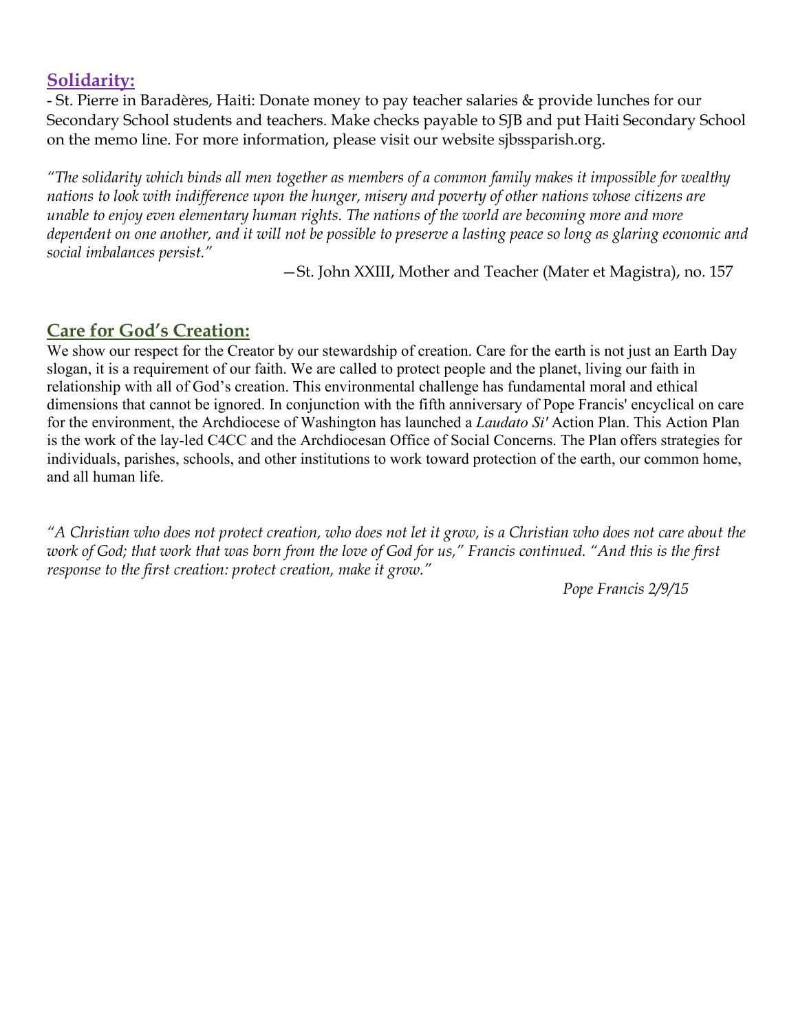## Solidarity:

- St. Pierre in Baradères, Haiti: Donate money to pay teacher salaries & provide lunches for our Secondary School students and teachers. Make checks payable to SJB and put Haiti Secondary School on the memo line. For more information, please visit our website sjbssparish.org.

*"The solidarity which binds all men together as members of a common family makes it impossible for wealthy nations to look with indifference upon the hunger, misery and poverty of other nations whose citizens are unable to enjoy even elementary human rights. The nations of the world are becoming more and more dependent on one another, and it will not be possible to preserve a lasting peace so long as glaring economic and social imbalances persist."*

—St. John XXIII, Mother and Teacher (Mater et Magistra), no. 157

## Care for God's Creation:

We show our respect for the Creator by our stewardship of creation. Care for the earth is not just an Earth Day slogan, it is a requirement of our faith. We are called to protect people and the planet, living our faith in relationship with all of God's creation. This environmental challenge has fundamental moral and ethical dimensions that cannot be ignored. In conjunction with the fifth anniversary of Pope Francis' encyclical on care for the environment, the Archdiocese of Washington has launched a *Laudato Si'* Action Plan. This Action Plan is the work of the lay-led C4CC and the Archdiocesan Office of Social Concerns. The Plan offers strategies for individuals, parishes, schools, and other institutions to work toward protection of the earth, our common home, and all human life.

*"A Christian who does not protect creation, who does not let it grow, is a Christian who does not care about the work of God; that work that was born from the love of God for us," Francis continued. "And this is the first response to the first creation: protect creation, make it grow."*

*Pope Francis 2/9/15*